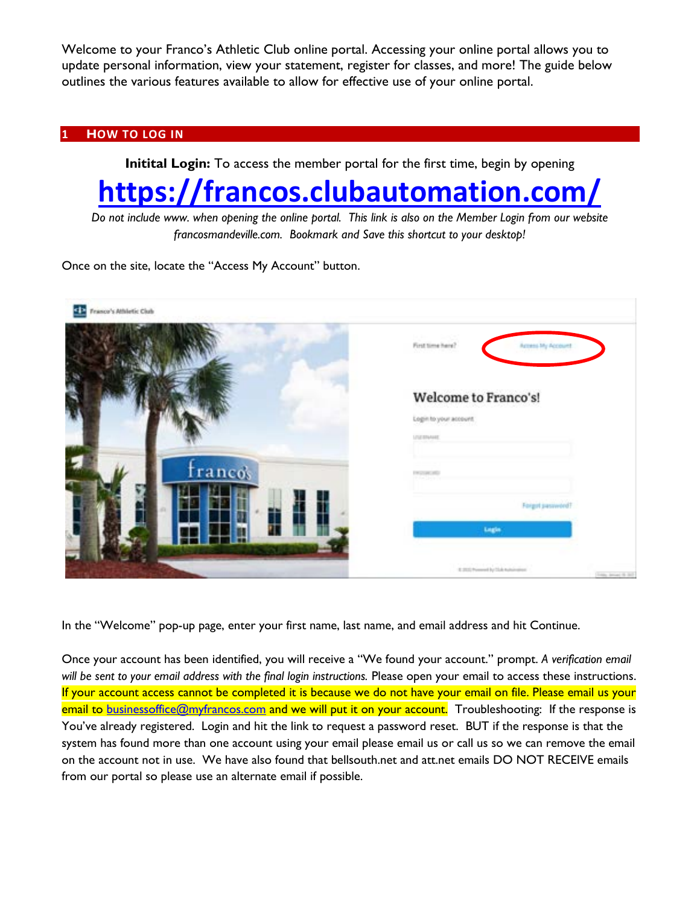Welcome to your Franco's Athletic Club online portal. Accessing your online portal allows you to update personal information, view your statement, register for classes, and more! The guide below outlines the various features available to allow for effective use of your online portal.

## 1 HOW TO LOG IN

**Initital Login:** To access the member portal for the first time, begin by opening

# https://francos.clubautomation.com/

*Do not include www. when opening the online portal. This link is also on the Member Login from our website francosmandeville.com. Bookmark and Save this shortcut to your desktop!*

Once on the site, locate the "Access My Account" button.

In the "Welcome" pop-up page, enter your first name, last name, and email address and hit Continue.

Once your account has been identified, you will receive a "We found your account." prompt. *A verification email will be sent to your email address with the final login instructions.* Please open your email to access these instructions. If your account access cannot be completed it is because we do not have your email on file. Please email us your email to businessoffice@myfrancos.com and we will put it on your account. Troubleshooting: If the response is You've already registered. Login and hit the link to request a password reset. BUT if the response is that the system has found more than one account using your email please email us or call us so we can remove the email on the account not in use. We have also found that bellsouth.net and att.net emails DO NOT RECEIVE emails from our portal so please use an alternate email if possible.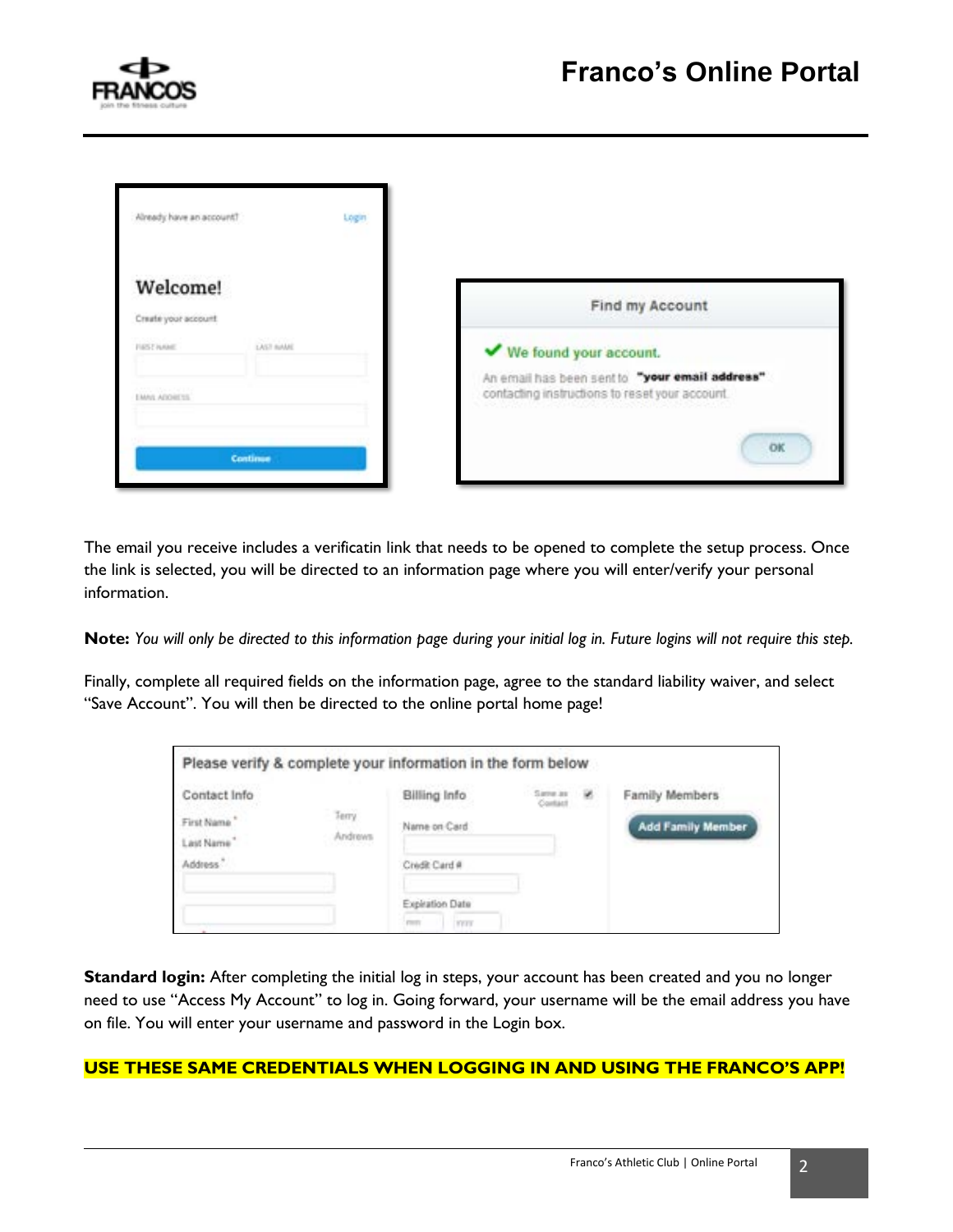The email you receive includes a verificatin link that needs to be opened to complete the setup process. Once the link is selected, you will be directed to an information page where you will enter/verify your personal information.

**Note:** *You will only be directed to this information page during your initial log in. Future logins will not require this step.*

Finally, complete all required fields on the information page, agree to the standard liability waiver, and select "Save Account". You will then be directed to the online portal home page!

**Standard login:** After completing the initial log in steps, your account has been created and you no longer need to use "Access My Account" to log in. Going forward, your username will be the email address you have on file. You will enter your username and password in the Login box.

**USE THESE SAME CREDENTIALS WHEN LOGGING IN AND USING THE FRANCO'S APP!**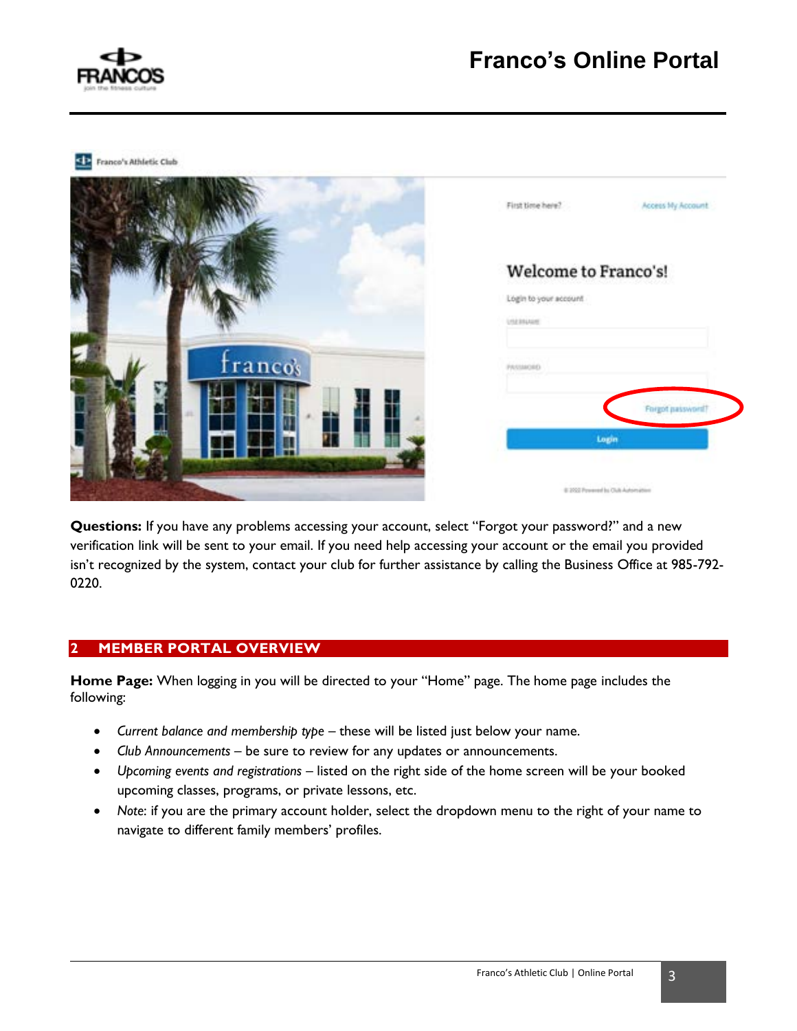**Questions:** If you have any problems accessing your account, select "Forgot your password?" and a new verification link will be sent to your email. If you need help accessing your account or the email you provided isn't recognized by the system, contact your club for further assistance by calling the Business Office at 985-792-0220.

## 2 MEMBER PORTAL OVERVIEW

**Home Page:** When logging in you will be directed to your "Home" page. The home page includes the following:

- *Current balance and membership type* – these will be listed just below your name.
- *Club Announcements* – be sure to review for any updates or announcements.
- *Upcoming events and registrations* – listed on the right side of the home screen will be your booked upcoming classes, programs, or private lessons, etc.
- *Note*: if you are the primary account holder, select the dropdown menu to the right of your name to navigate to different family members' profiles.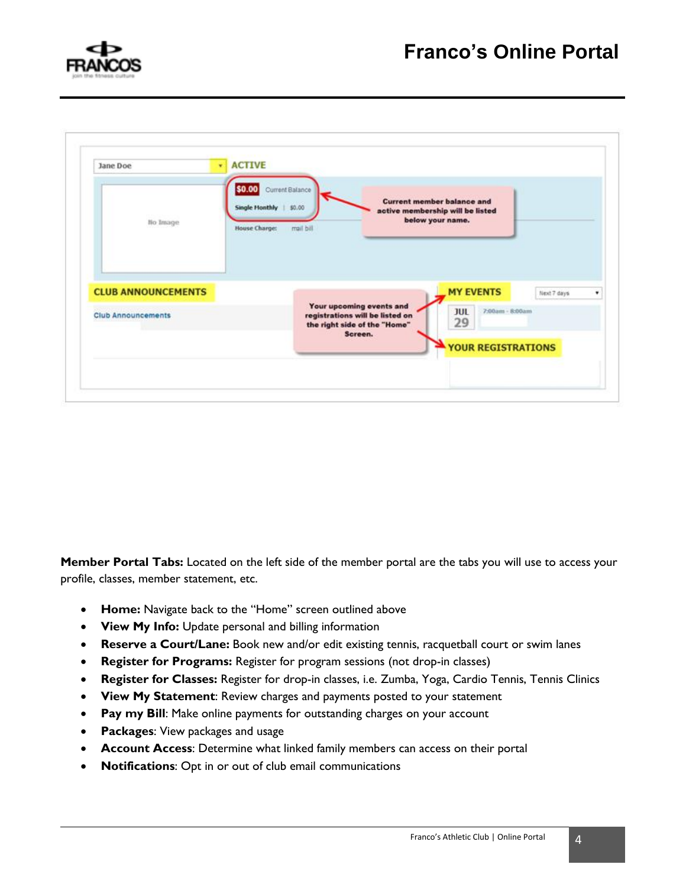**Member Portal Tabs:** Located on the left side of the member portal are the tabs you will use to access your profile, classes, member statement, etc.

- **Home:** Navigate back to the "Home" screen outlined above
- **View My Info:** Update personal and billing information
- **Reserve a Court/Lane:** Book new and/or edit existing tennis, racquetball court or swim lanes
- **Register for Programs:** Register for program sessions (not drop-in classes)
- **Register for Classes:** Register for drop-in classes, i.e. Zumba, Yoga, Cardio Tennis, Tennis Clinics
- **View My Statement**: Review charges and payments posted to your statement
- **Pay my Bill**: Make online payments for outstanding charges on your account
- **Packages**: View packages and usage
- **Account Access**: Determine what linked family members can access on their portal
- **Notifications**: Opt in or out of club email communications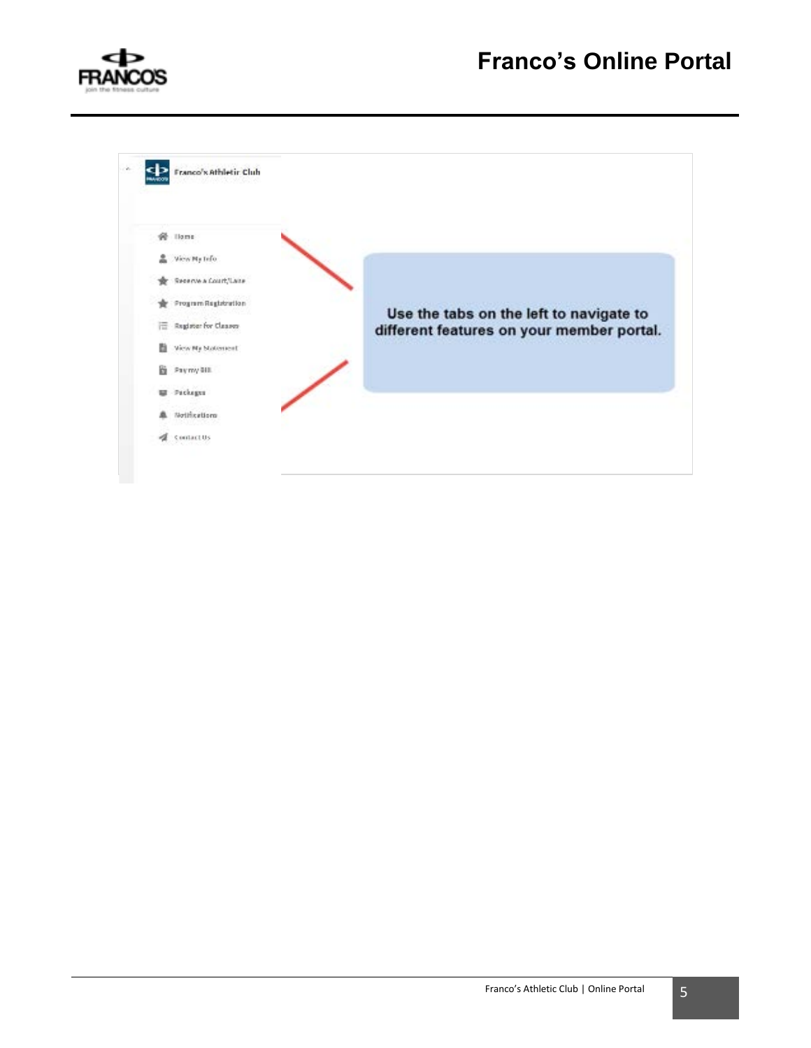Franco's Athletic Club

- Home
- View My Info
- Reserve a Court/Lane
- Program Registration
- Register for Classes
- View My Statement
- Pay my Bill
- Packages
- Notifications
- Contact Us

Use the tabs on the left to navigate to different features on your member portal.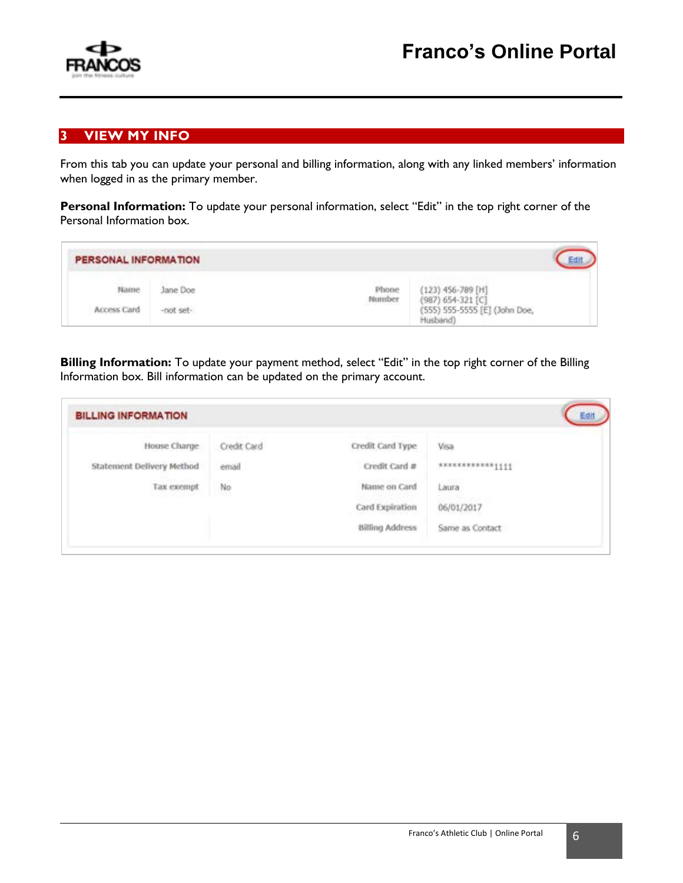## 3 VIEW MY INFO

From this tab you can update your personal and billing information, along with any linked members' information when logged in as the primary member.

**Personal Information:** To update your personal information, select "Edit" in the top right corner of the Personal Information box.

| PERSONAL INFORMATION | | | Edit |
|---|---|---|---|
| Name | Jane Doe | Phone Number | (123) 456-789 [H] (987) 654-321 [C] (555) 555-5555 [E] (John Doe, Husband) |
| Access Card | -not set- | | |

**Billing Information:** To update your payment method, select "Edit" in the top right corner of the Billing Information box. Bill information can be updated on the primary account.

| BILLING INFORMATION | | | Edit |
|---|---|---|---|
| House Charge | Credit Card | Credit Card Type | Visa |
| Statement Delivery Method | email | Credit Card # | ************1111 |
| Tax exempt | No | Name on Card | Laura |
| | | Card Expiration | 06/01/2017 |
| | | Billing Address | Same as Contact |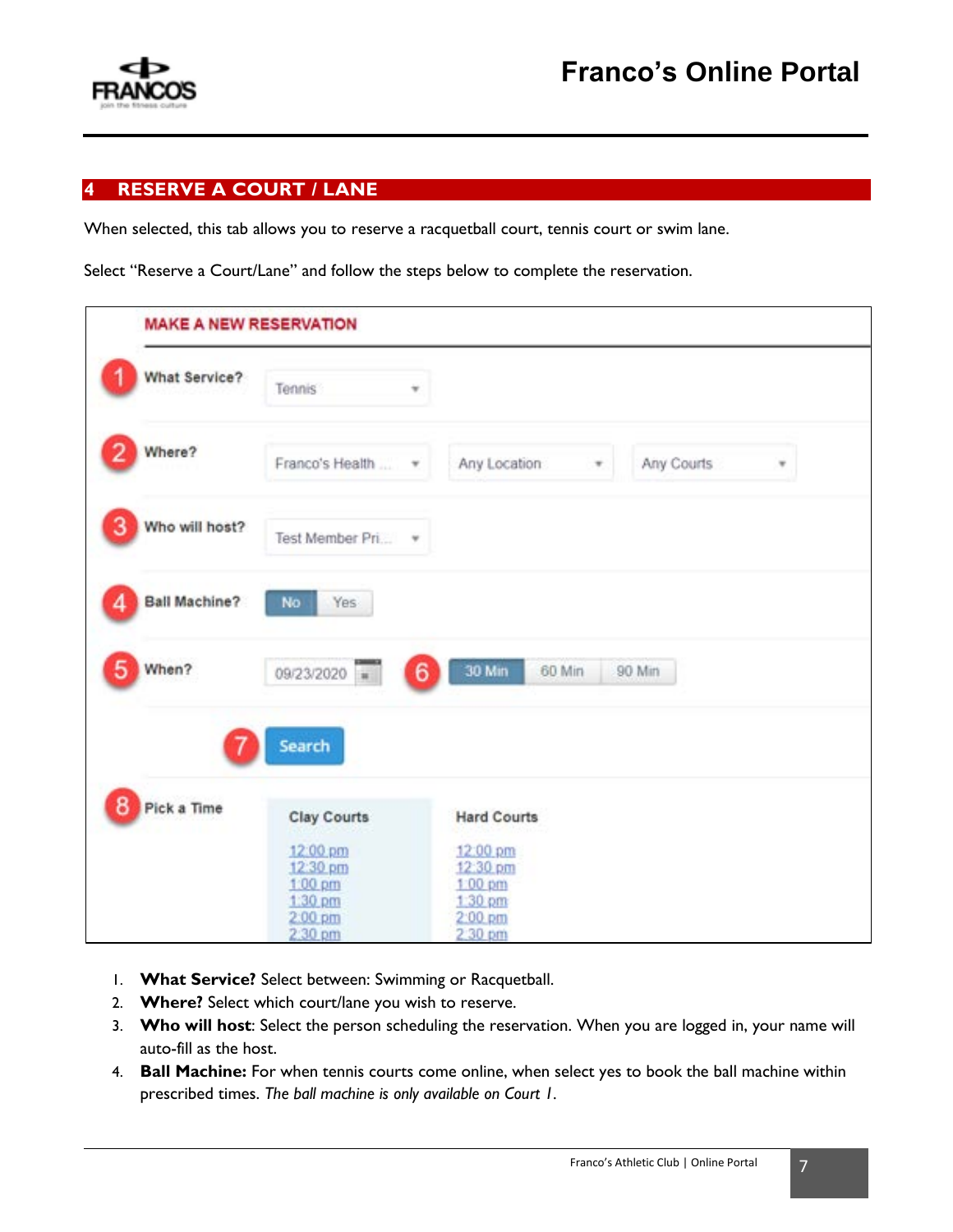## 4 RESERVE A COURT / LANE

When selected, this tab allows you to reserve a racquetball court, tennis court or swim lane.

Select "Reserve a Court/Lane" and follow the steps below to complete the reservation.

1. **What Service?** Select between: Swimming or Racquetball.
2. **Where?** Select which court/lane you wish to reserve.
3. **Who will host**: Select the person scheduling the reservation. When you are logged in, your name will auto-fill as the host.
4. **Ball Machine:** For when tennis courts come online, when select yes to book the ball machine within prescribed times. *The ball machine is only available on Court 1*.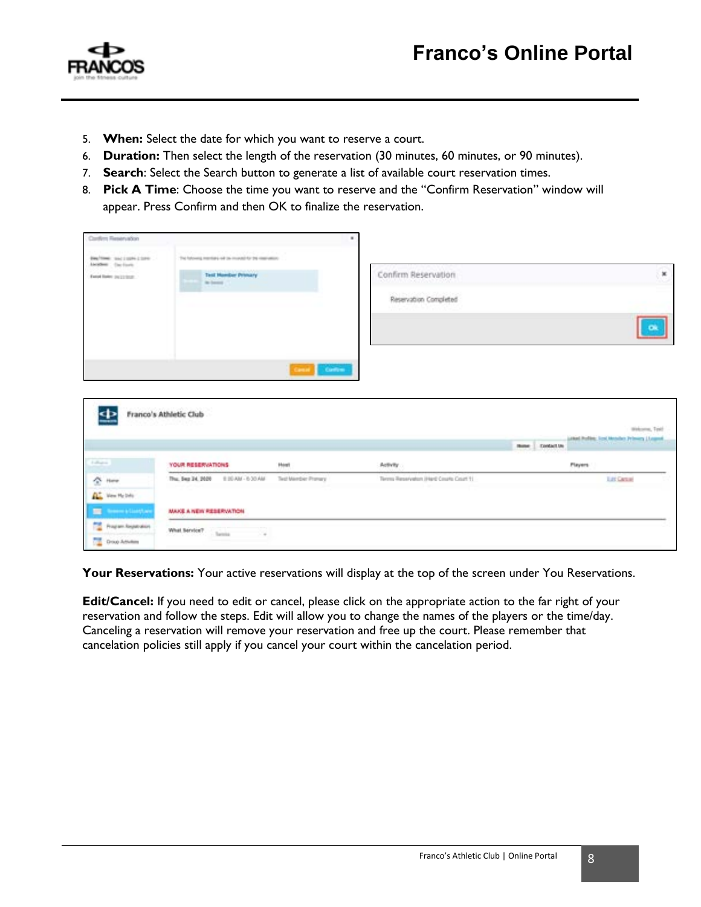5. **When:** Select the date for which you want to reserve a court.
6. **Duration:** Then select the length of the reservation (30 minutes, 60 minutes, or 90 minutes).
7. **Search**: Select the Search button to generate a list of available court reservation times.
8. **Pick A Time**: Choose the time you want to reserve and the "Confirm Reservation" window will appear. Press Confirm and then OK to finalize the reservation.

**Your Reservations:** Your active reservations will display at the top of the screen under You Reservations.

**Edit/Cancel:** If you need to edit or cancel, please click on the appropriate action to the far right of your reservation and follow the steps. Edit will allow you to change the names of the players or the time/day. Canceling a reservation will remove your reservation and free up the court. Please remember that cancelation policies still apply if you cancel your court within the cancelation period.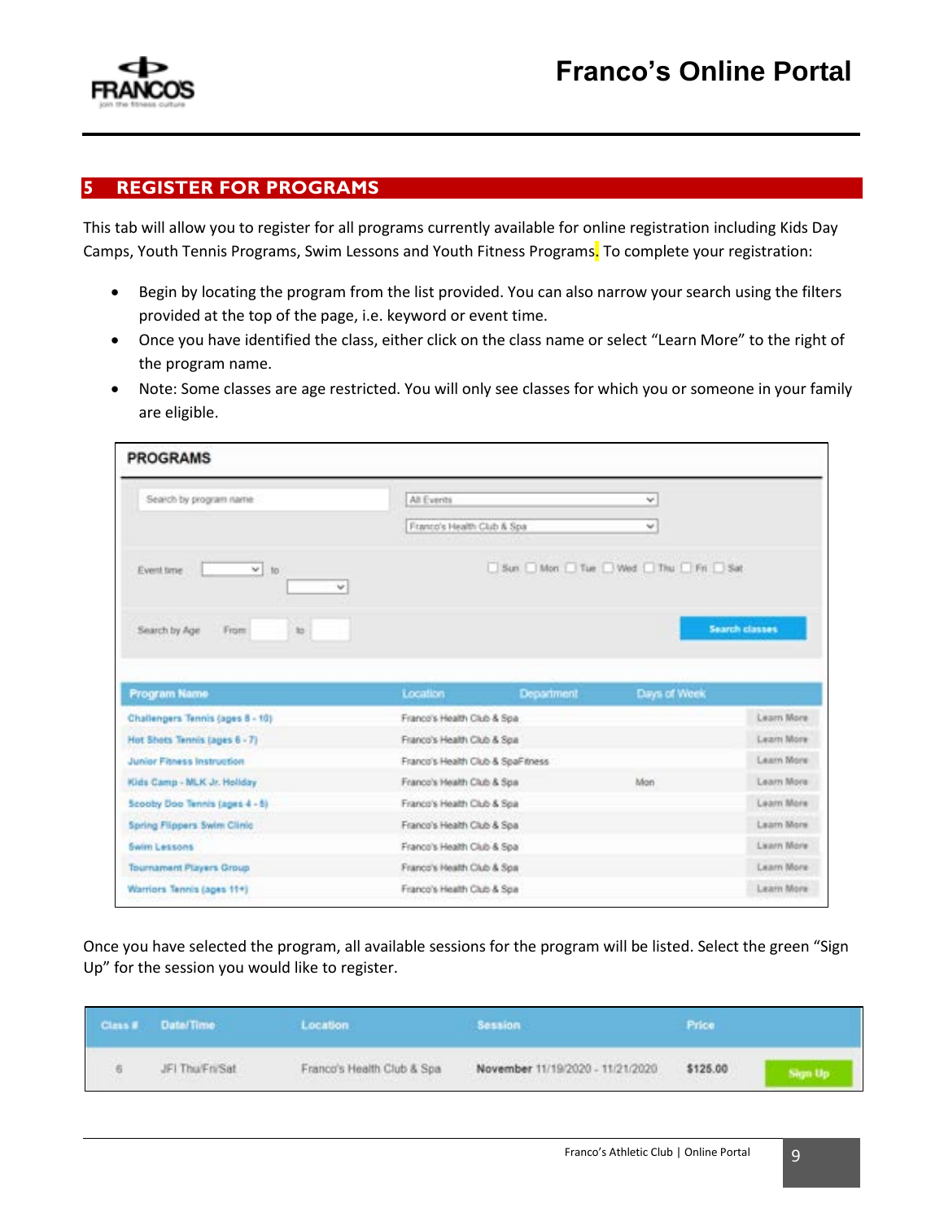## 5 REGISTER FOR PROGRAMS

This tab will allow you to register for all programs currently available for online registration including Kids Day Camps, Youth Tennis Programs, Swim Lessons and Youth Fitness Programs. To complete your registration:

- Begin by locating the program from the list provided. You can also narrow your search using the filters provided at the top of the page, i.e. keyword or event time.
- Once you have identified the class, either click on the class name or select "Learn More" to the right of the program name.
- Note: Some classes are age restricted. You will only see classes for which you or someone in your family are eligible.

**PROGRAMS**

| Program Name | Location | Department | Days of Week | |
|---|---|---|---|---|
| Challengers Tennis (ages 8 - 10) | Franco's Health Club & Spa | | | Learn More |
| Hot Shots Tennis (ages 6 - 7) | Franco's Health Club & Spa | | | Learn More |
| Junior Fitness Instruction | Franco's Health Club & Spa | Fitness | | Learn More |
| Kids Camp - MLK Jr. Holiday | Franco's Health Club & Spa | | Mon | Learn More |
| Scooby Doo Tennis (ages 4 - 5) | Franco's Health Club & Spa | | | Learn More |
| Spring Flippers Swim Clinic | Franco's Health Club & Spa | | | Learn More |
| Swim Lessons | Franco's Health Club & Spa | | | Learn More |
| Tournament Players Group | Franco's Health Club & Spa | | | Learn More |
| Warriors Tennis (ages 11+) | Franco's Health Club & Spa | | | Learn More |

Once you have selected the program, all available sessions for the program will be listed. Select the green "Sign Up" for the session you would like to register.

| Class # | Date/Time | Location | Session | Price | |
|---|---|---|---|---|---|
| 6 | JFI Thu/Fri/Sat | Franco's Health Club & Spa | **November** 11/19/2020 - 11/21/2020 | $125.00 | Sign Up |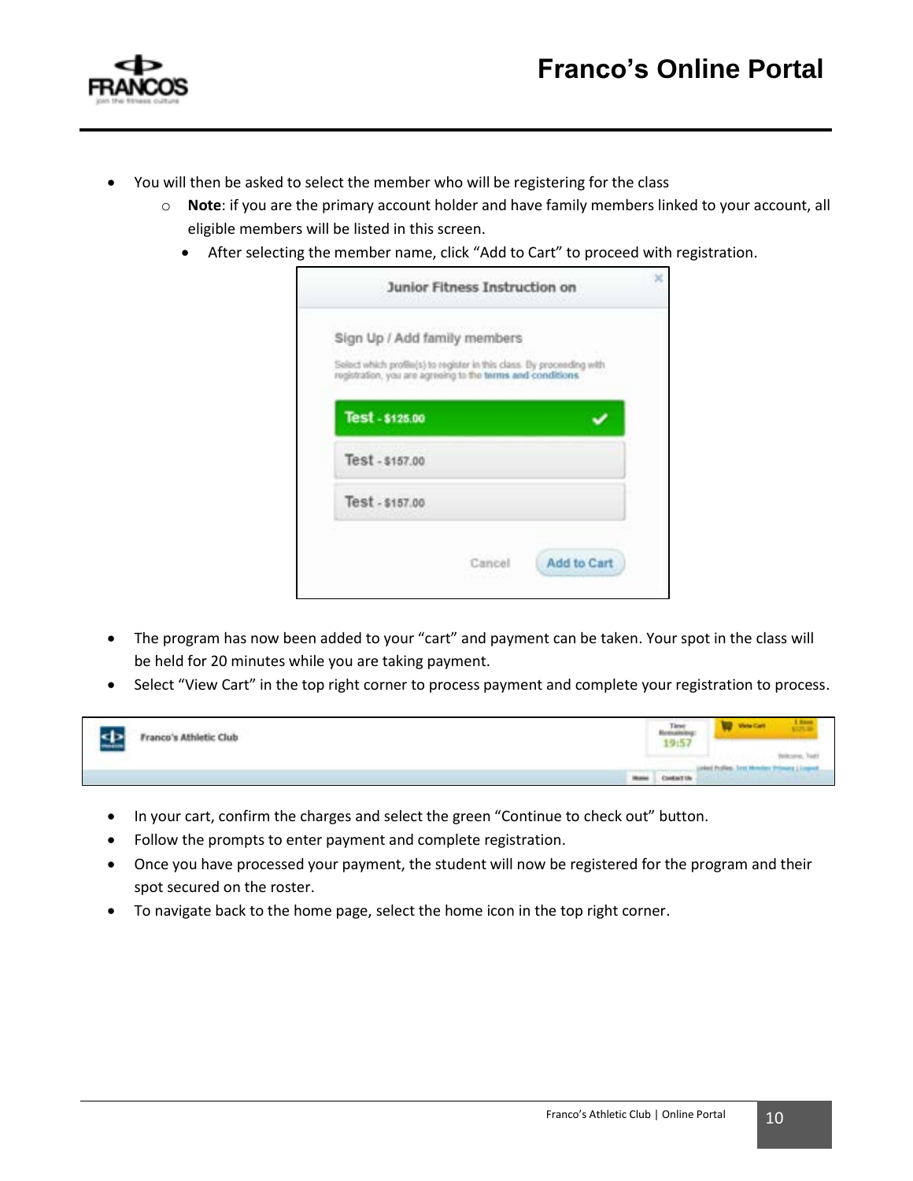- You will then be asked to select the member who will be registering for the class
  - **Note**: if you are the primary account holder and have family members linked to your account, all eligible members will be listed in this screen.
    - After selecting the member name, click "Add to Cart" to proceed with registration.

- The program has now been added to your "cart" and payment can be taken. Your spot in the class will be held for 20 minutes while you are taking payment.
- Select "View Cart" in the top right corner to process payment and complete your registration to process.

- In your cart, confirm the charges and select the green "Continue to check out" button.
- Follow the prompts to enter payment and complete registration.
- Once you have processed your payment, the student will now be registered for the program and their spot secured on the roster.
- To navigate back to the home page, select the home icon in the top right corner.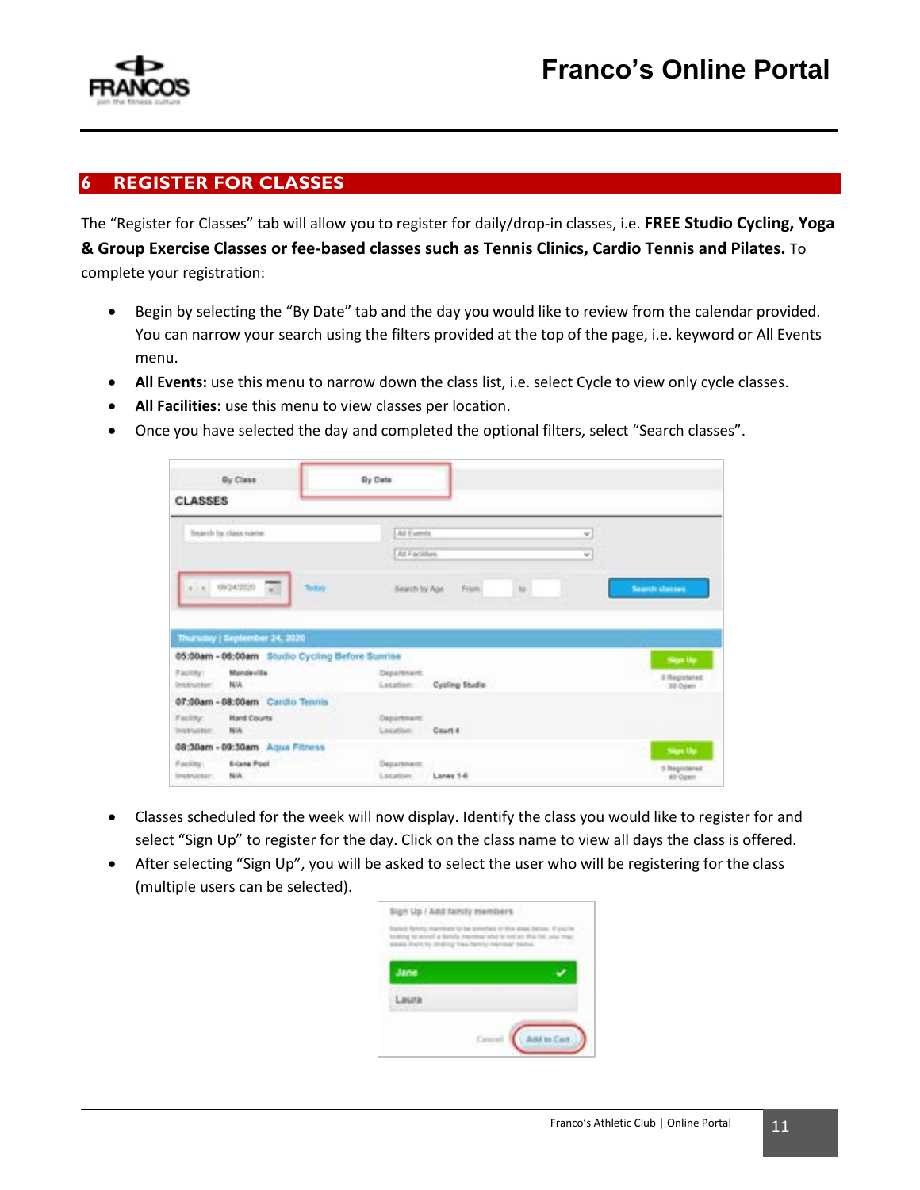## 6 REGISTER FOR CLASSES

The "Register for Classes" tab will allow you to register for daily/drop-in classes, i.e. **FREE Studio Cycling, Yoga & Group Exercise Classes or fee-based classes such as Tennis Clinics, Cardio Tennis and Pilates.** To complete your registration:

- Begin by selecting the "By Date" tab and the day you would like to review from the calendar provided. You can narrow your search using the filters provided at the top of the page, i.e. keyword or All Events menu.
- **All Events:** use this menu to narrow down the class list, i.e. select Cycle to view only cycle classes.
- **All Facilities:** use this menu to view classes per location.
- Once you have selected the day and completed the optional filters, select "Search classes".

- Classes scheduled for the week will now display. Identify the class you would like to register for and select "Sign Up" to register for the day. Click on the class name to view all days the class is offered.
- After selecting "Sign Up", you will be asked to select the user who will be registering for the class (multiple users can be selected).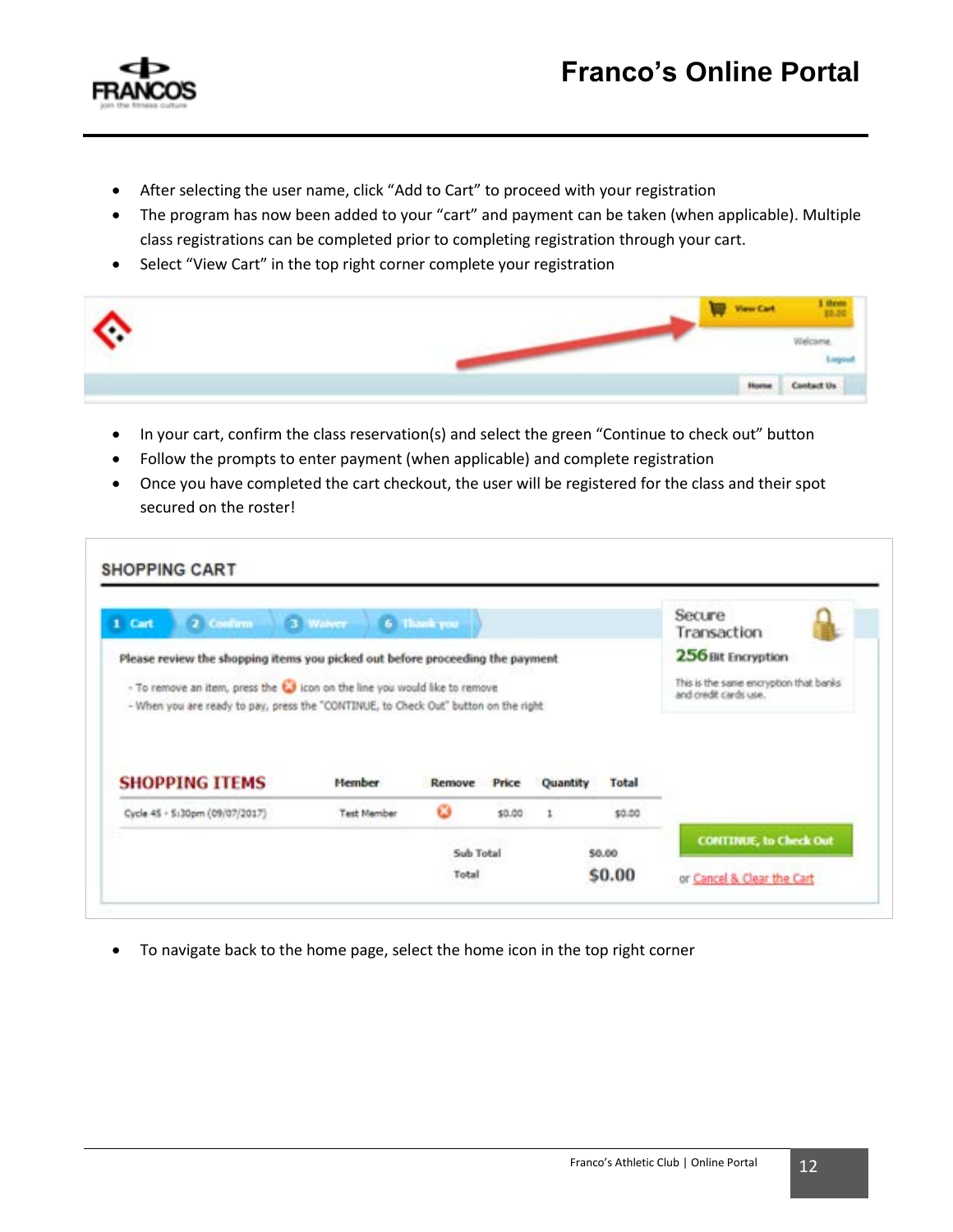- After selecting the user name, click "Add to Cart" to proceed with your registration
- The program has now been added to your "cart" and payment can be taken (when applicable). Multiple class registrations can be completed prior to completing registration through your cart.
- Select "View Cart" in the top right corner complete your registration

- In your cart, confirm the class reservation(s) and select the green "Continue to check out" button
- Follow the prompts to enter payment (when applicable) and complete registration
- Once you have completed the cart checkout, the user will be registered for the class and their spot secured on the roster!

- To navigate back to the home page, select the home icon in the top right corner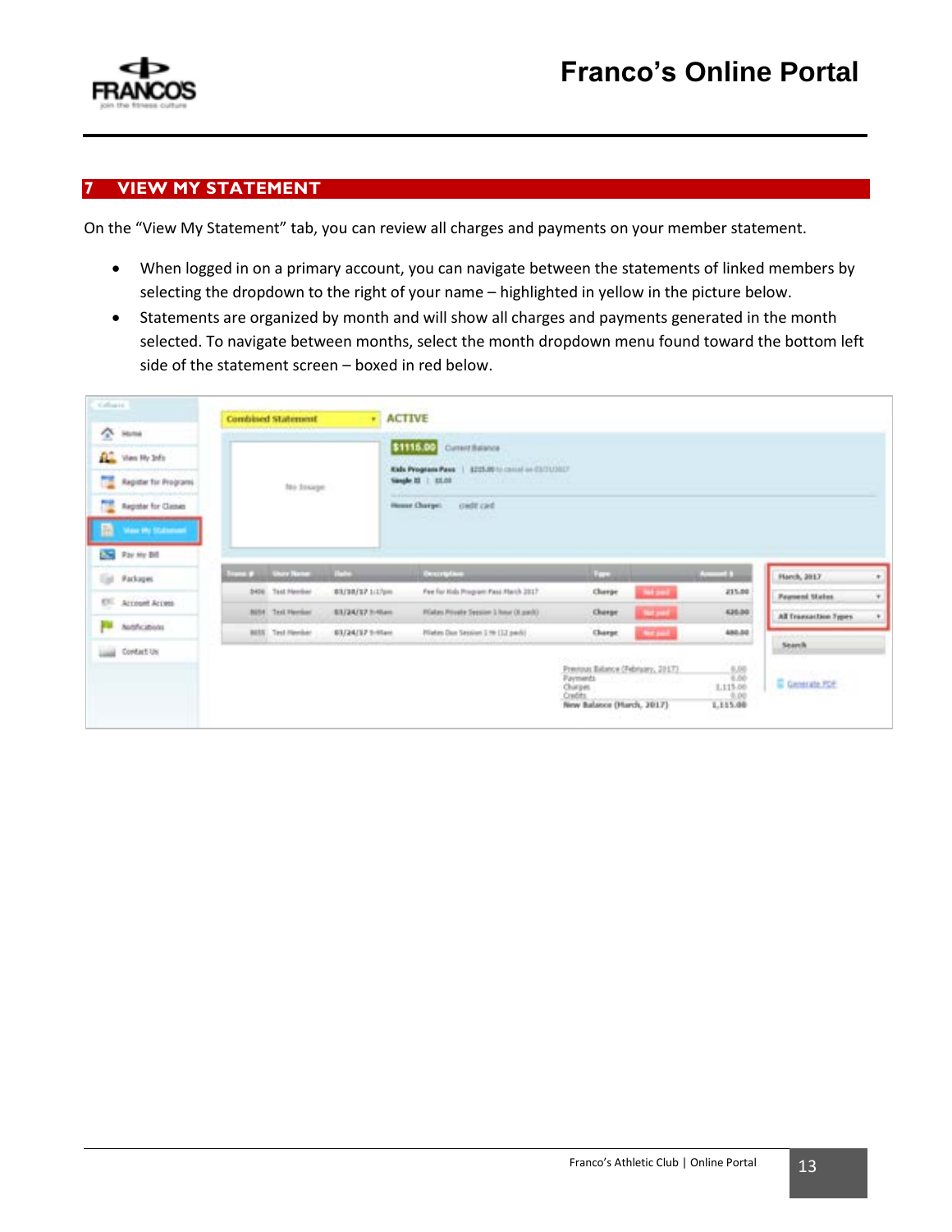## 7 VIEW MY STATEMENT

On the "View My Statement" tab, you can review all charges and payments on your member statement.

- When logged in on a primary account, you can navigate between the statements of linked members by selecting the dropdown to the right of your name – highlighted in yellow in the picture below.
- Statements are organized by month and will show all charges and payments generated in the month selected. To navigate between months, select the month dropdown menu found toward the bottom left side of the statement screen – boxed in red below.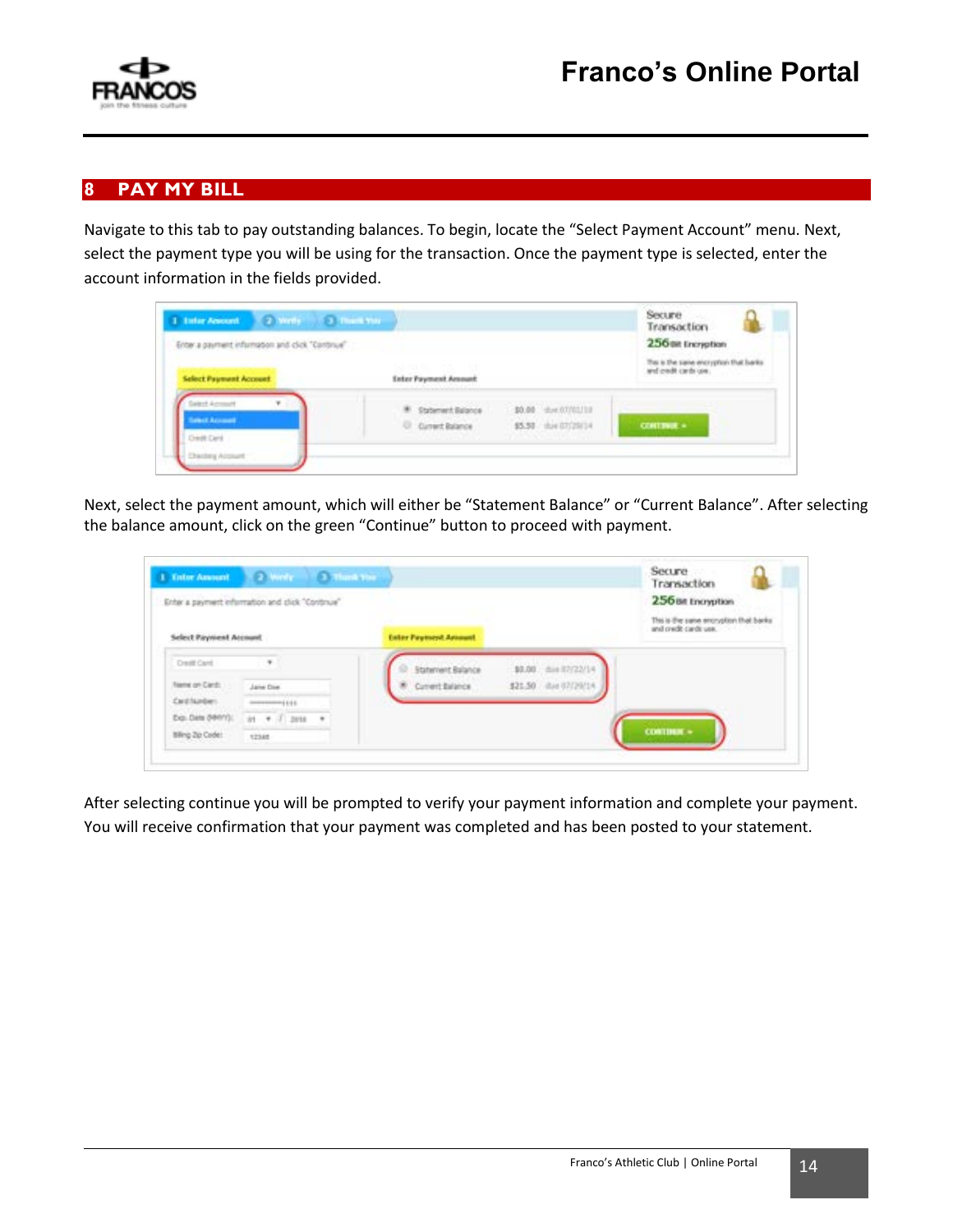## 8 PAY MY BILL

Navigate to this tab to pay outstanding balances. To begin, locate the “Select Payment Account” menu. Next, select the payment type you will be using for the transaction. Once the payment type is selected, enter the account information in the fields provided.

Next, select the payment amount, which will either be “Statement Balance” or “Current Balance”. After selecting the balance amount, click on the green “Continue” button to proceed with payment.

After selecting continue you will be prompted to verify your payment information and complete your payment. You will receive confirmation that your payment was completed and has been posted to your statement.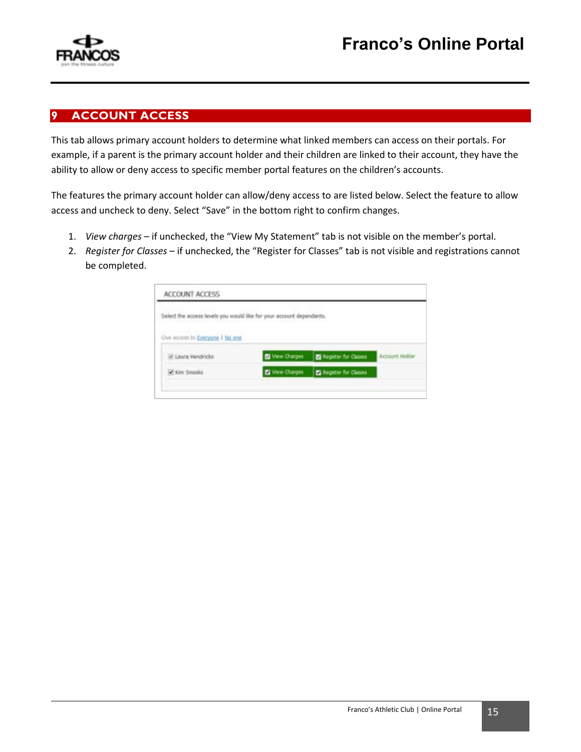# 9 ACCOUNT ACCESS

This tab allows primary account holders to determine what linked members can access on their portals. For example, if a parent is the primary account holder and their children are linked to their account, they have the ability to allow or deny access to specific member portal features on the children's accounts.

The features the primary account holder can allow/deny access to are listed below. Select the feature to allow access and uncheck to deny. Select "Save" in the bottom right to confirm changes.

1. *View charges* – if unchecked, the "View My Statement" tab is not visible on the member's portal.
2. *Register for Classes* – if unchecked, the "Register for Classes" tab is not visible and registrations cannot be completed.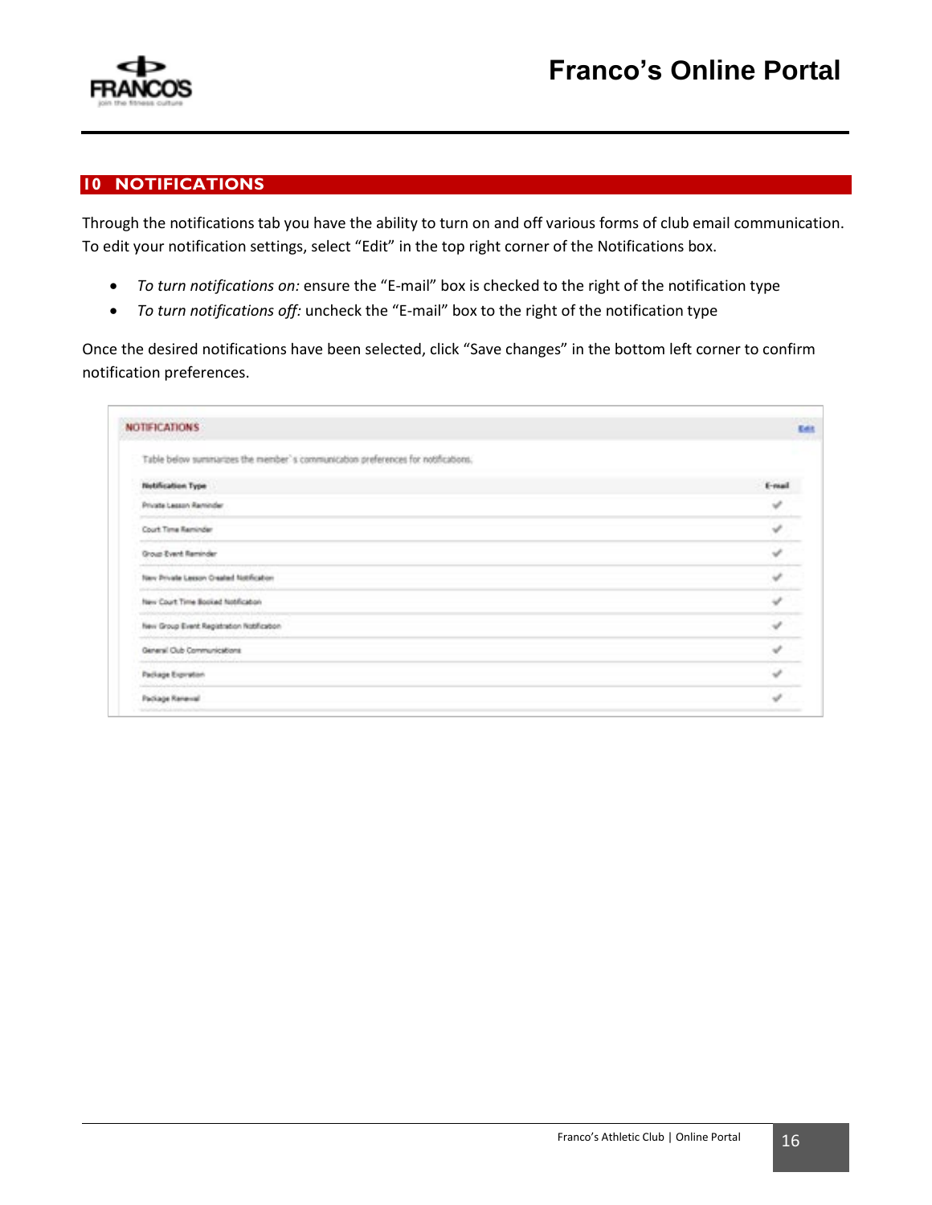## 10 NOTIFICATIONS

Through the notifications tab you have the ability to turn on and off various forms of club email communication. To edit your notification settings, select "Edit" in the top right corner of the Notifications box.

- *To turn notifications on:* ensure the "E-mail" box is checked to the right of the notification type
- *To turn notifications off:* uncheck the "E-mail" box to the right of the notification type

Once the desired notifications have been selected, click "Save changes" in the bottom left corner to confirm notification preferences.

NOTIFICATIONS

Edit

Table below summarizes the member's communication preferences for notifications.

| Notification Type | E-mail |
| --- | --- |
| Private Lesson Reminder | ✓ |
| Court Time Reminder | ✓ |
| Group Event Reminder | ✓ |
| New Private Lesson Created Notification | ✓ |
| New Court Time Booked Notification | ✓ |
| New Group Event Registration Notification | ✓ |
| General Club Communications | ✓ |
| Package Expiration | ✓ |
| Package Renewal | ✓ |